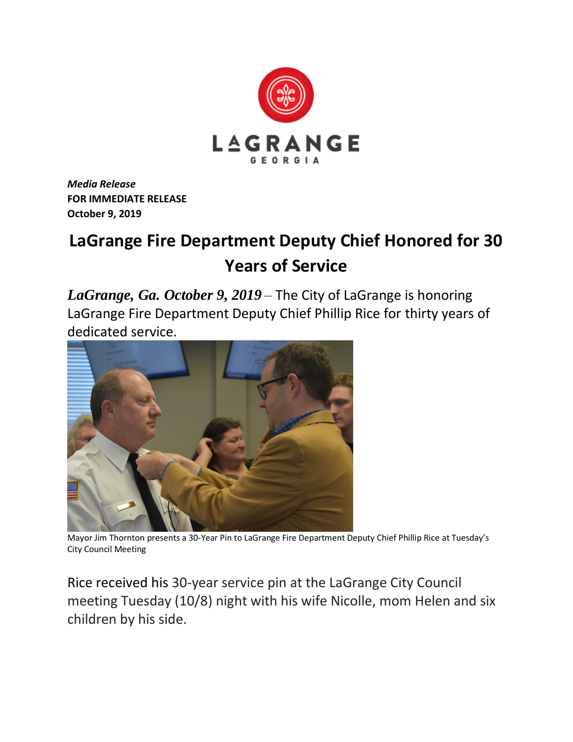LAGRANGE
GEORGIA

***Media Release***
**FOR IMMEDIATE RELEASE**
**October 9, 2019**

# LaGrange Fire Department Deputy Chief Honored for 30 Years of Service

***LaGrange, Ga. October 9, 2019*** – The City of LaGrange is honoring LaGrange Fire Department Deputy Chief Phillip Rice for thirty years of dedicated service.

Mayor Jim Thornton presents a 30-Year Pin to LaGrange Fire Department Deputy Chief Phillip Rice at Tuesday's City Council Meeting

Rice received his 30-year service pin at the LaGrange City Council meeting Tuesday (10/8) night with his wife Nicolle, mom Helen and six children by his side.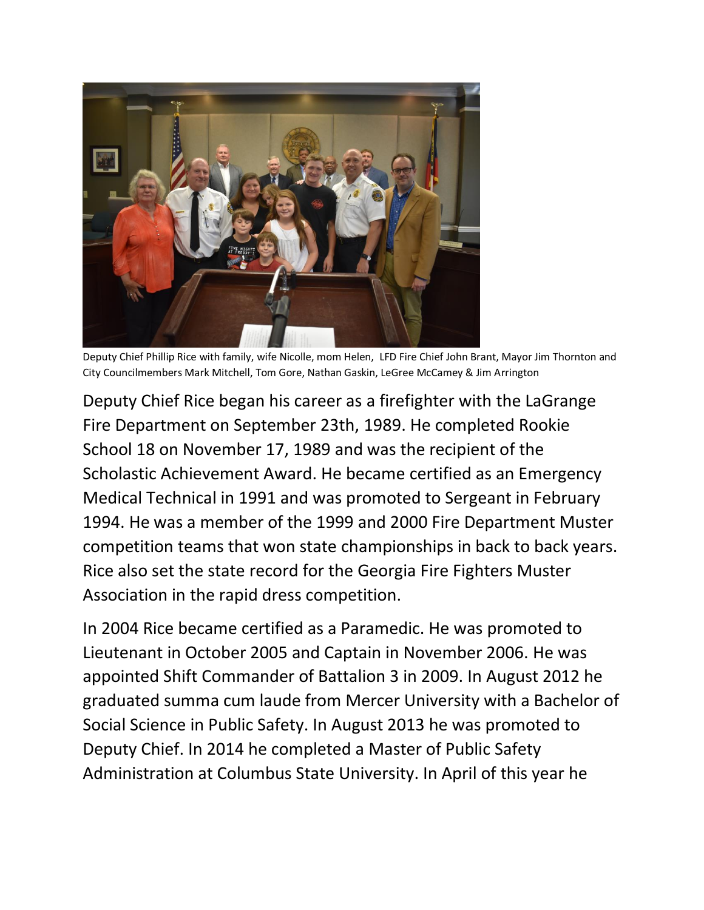Deputy Chief Phillip Rice with family, wife Nicolle, mom Helen, LFD Fire Chief John Brant, Mayor Jim Thornton and City Councilmembers Mark Mitchell, Tom Gore, Nathan Gaskin, LeGree McCamey & Jim Arrington

Deputy Chief Rice began his career as a firefighter with the LaGrange Fire Department on September 23th, 1989. He completed Rookie School 18 on November 17, 1989 and was the recipient of the Scholastic Achievement Award. He became certified as an Emergency Medical Technical in 1991 and was promoted to Sergeant in February 1994. He was a member of the 1999 and 2000 Fire Department Muster competition teams that won state championships in back to back years. Rice also set the state record for the Georgia Fire Fighters Muster Association in the rapid dress competition.

In 2004 Rice became certified as a Paramedic. He was promoted to Lieutenant in October 2005 and Captain in November 2006. He was appointed Shift Commander of Battalion 3 in 2009. In August 2012 he graduated summa cum laude from Mercer University with a Bachelor of Social Science in Public Safety. In August 2013 he was promoted to Deputy Chief. In 2014 he completed a Master of Public Safety Administration at Columbus State University. In April of this year he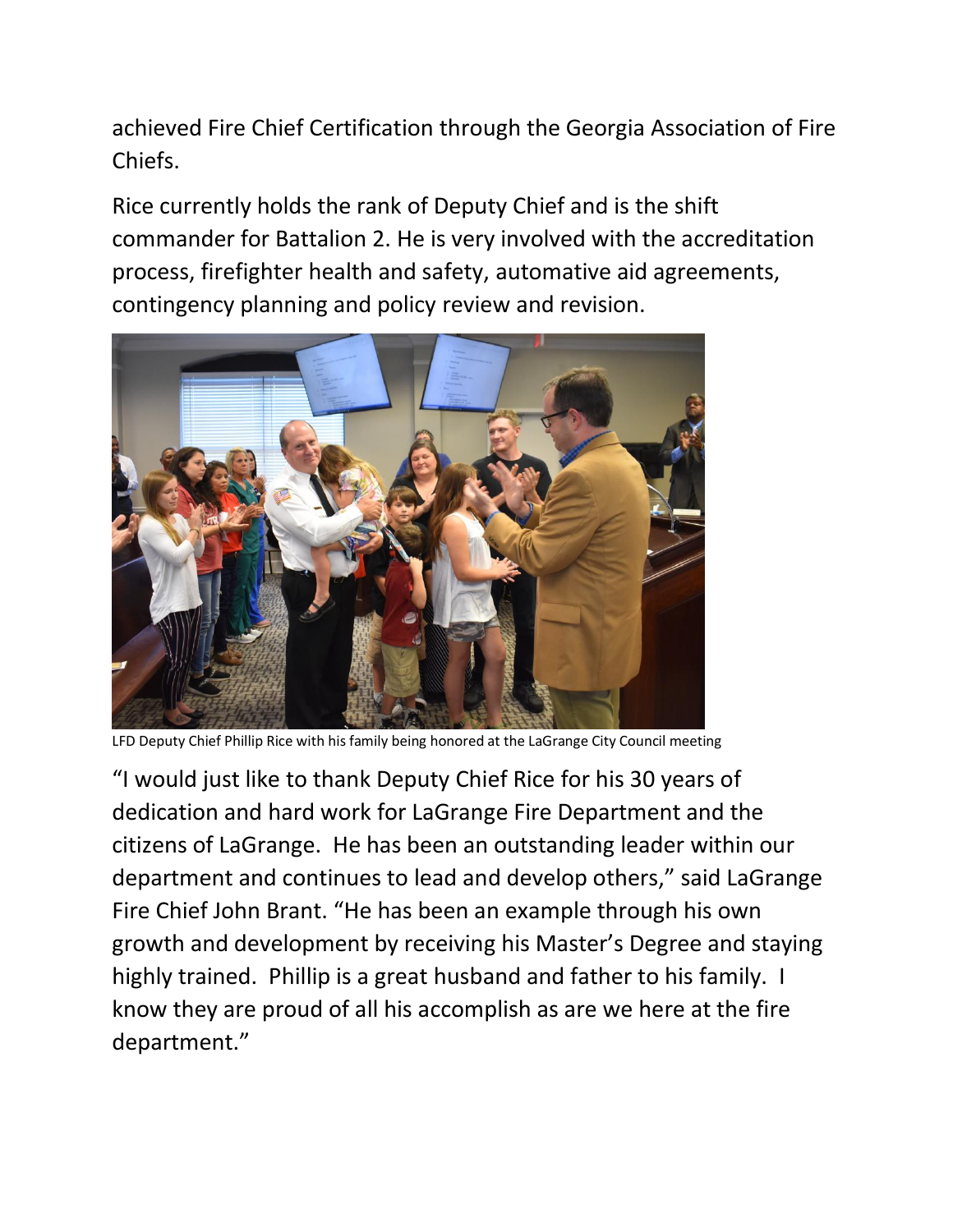achieved Fire Chief Certification through the Georgia Association of Fire Chiefs.

Rice currently holds the rank of Deputy Chief and is the shift commander for Battalion 2. He is very involved with the accreditation process, firefighter health and safety, automative aid agreements, contingency planning and policy review and revision.

LFD Deputy Chief Phillip Rice with his family being honored at the LaGrange City Council meeting

"I would just like to thank Deputy Chief Rice for his 30 years of dedication and hard work for LaGrange Fire Department and the citizens of LaGrange. He has been an outstanding leader within our department and continues to lead and develop others," said LaGrange Fire Chief John Brant. "He has been an example through his own growth and development by receiving his Master's Degree and staying highly trained. Phillip is a great husband and father to his family. I know they are proud of all his accomplish as are we here at the fire department."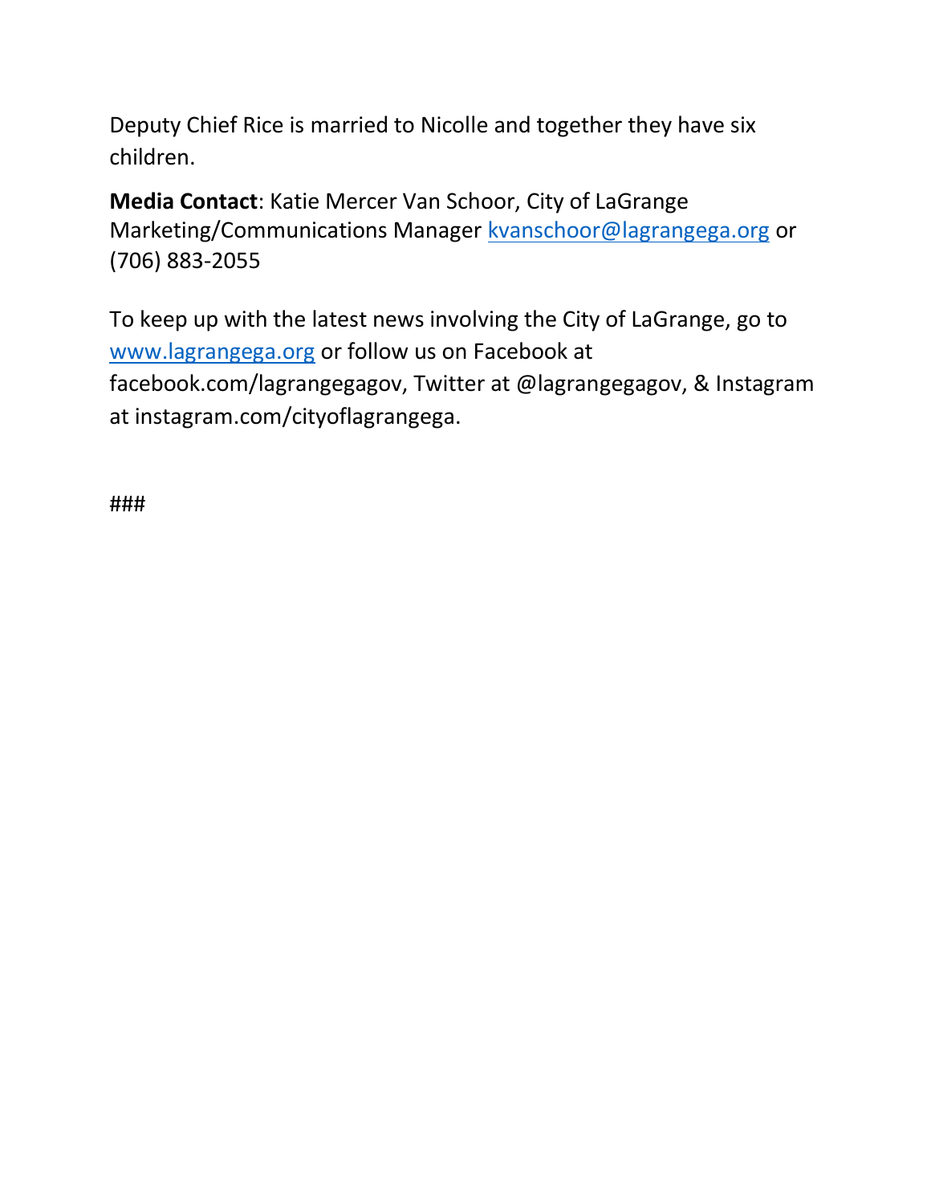Deputy Chief Rice is married to Nicolle and together they have six children.

**Media Contact**: Katie Mercer Van Schoor, City of LaGrange Marketing/Communications Manager kvanschoor@lagrangega.org or (706) 883-2055

To keep up with the latest news involving the City of LaGrange, go to www.lagrangega.org or follow us on Facebook at facebook.com/lagrangegagov, Twitter at @lagrangegagov, & Instagram at instagram.com/cityoflagrangega.

###